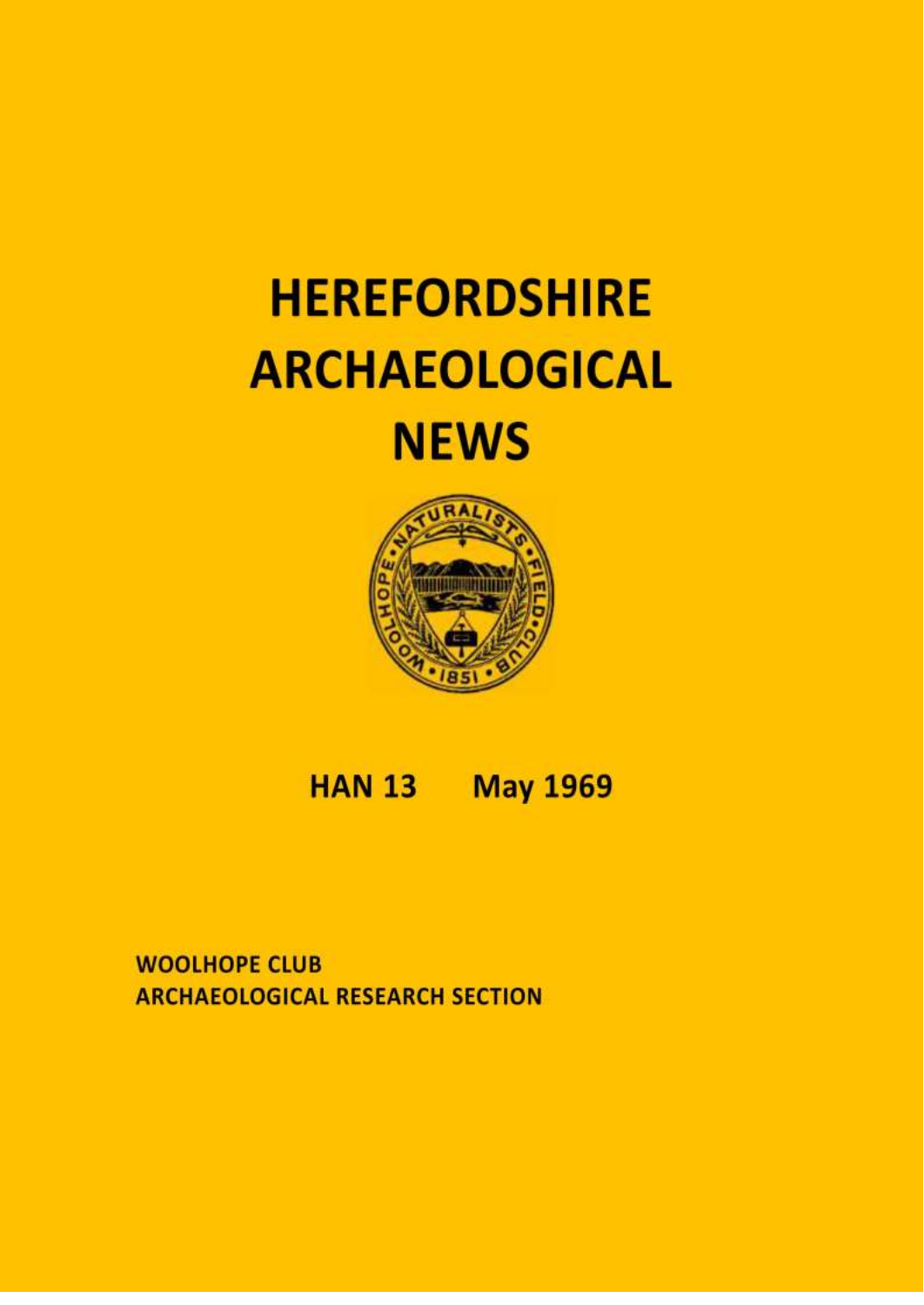# HEREFORDSHIRE ARCHAEOLOGICAL NEWS

**HAN 13 May 1969**

**WOOLHOPE CLUB**
**ARCHAEOLOGICAL RESEARCH SECTION**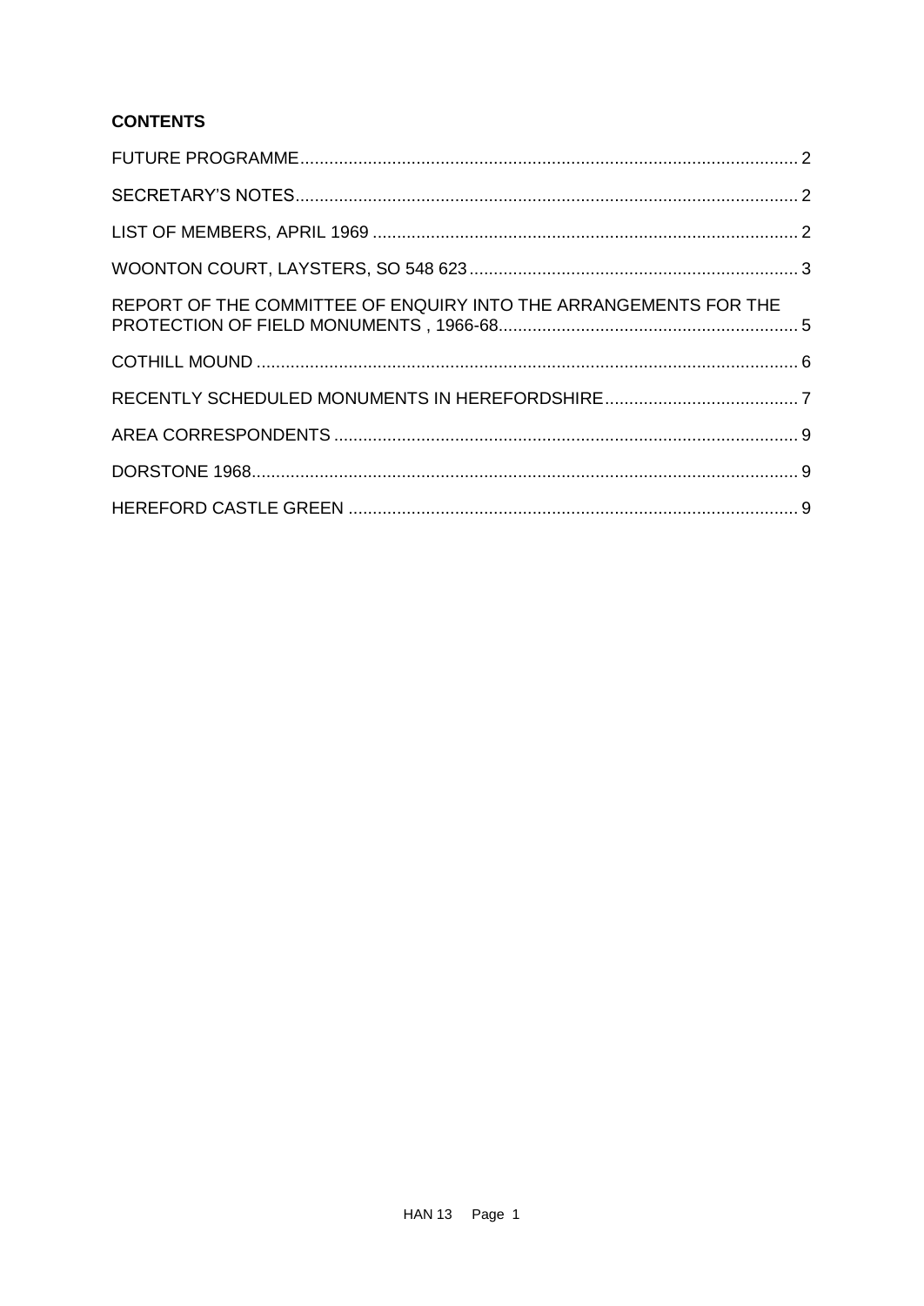**CONTENTS**

FUTURE PROGRAMME .......................................................................................................... 2

SECRETARY'S NOTES.......................................................................................................... 2

LIST OF MEMBERS, APRIL 1969 .......................................................................................... 2

WOONTON COURT, LAYSTERS, SO 548 623 ...................................................................... 3

REPORT OF THE COMMITTEE OF ENQUIRY INTO THE ARRANGEMENTS FOR THE PROTECTION OF FIELD MONUMENTS , 1966-68.............................................................. 5

COTHILL MOUND ................................................................................................................. 6

RECENTLY SCHEDULED MONUMENTS IN HEREFORDSHIRE......................................... 7

AREA CORRESPONDENTS ................................................................................................. 9

DORSTONE 1968.................................................................................................................. 9

HEREFORD CASTLE GREEN .............................................................................................. 9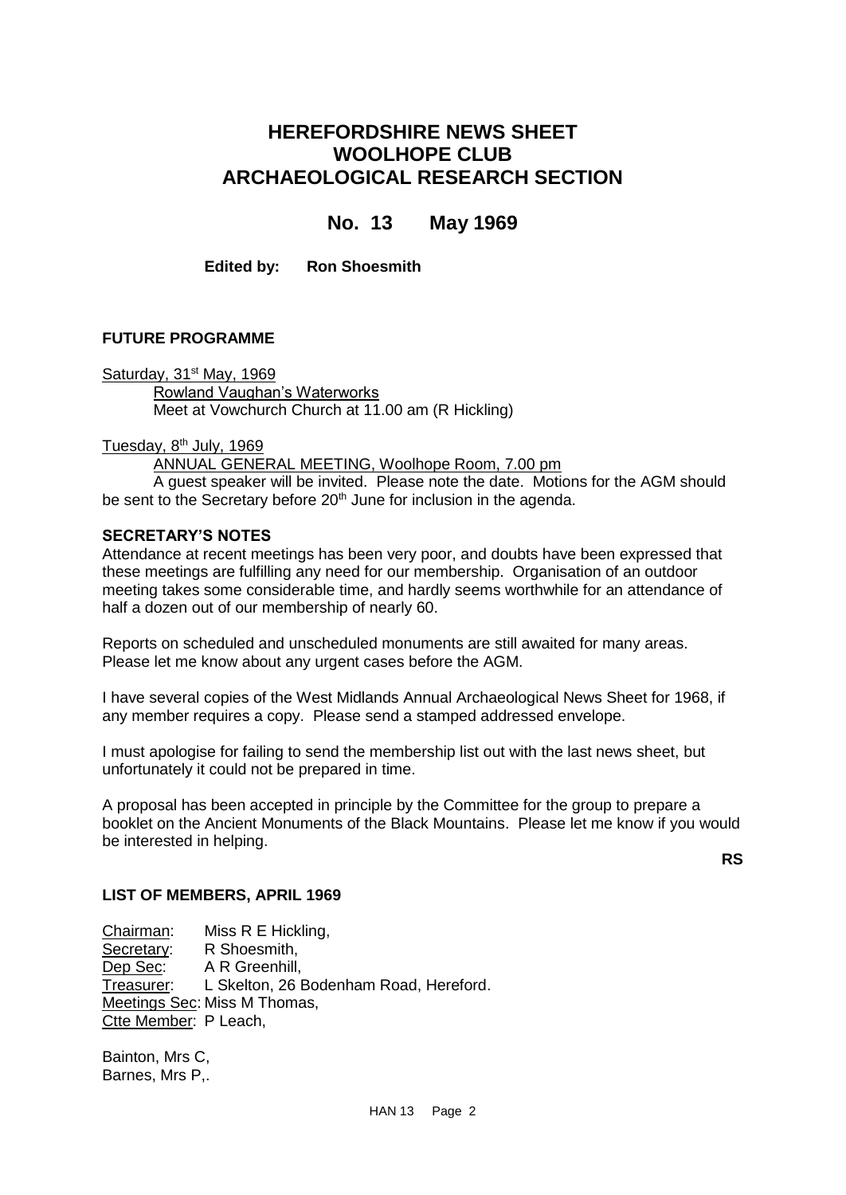# HEREFORDSHIRE NEWS SHEET
# WOOLHOPE CLUB
# ARCHAEOLOGICAL RESEARCH SECTION

## No. 13 May 1969

**Edited by: Ron Shoesmith**

### FUTURE PROGRAMME

Saturday, 31st May, 1969

Rowland Vaughan's Waterworks
Meet at Vowchurch Church at 11.00 am (R Hickling)

Tuesday, 8th July, 1969

ANNUAL GENERAL MEETING, Woolhope Room, 7.00 pm

A guest speaker will be invited. Please note the date. Motions for the AGM should be sent to the Secretary before 20th June for inclusion in the agenda.

### SECRETARY'S NOTES

Attendance at recent meetings has been very poor, and doubts have been expressed that these meetings are fulfilling any need for our membership. Organisation of an outdoor meeting takes some considerable time, and hardly seems worthwhile for an attendance of half a dozen out of our membership of nearly 60.

Reports on scheduled and unscheduled monuments are still awaited for many areas. Please let me know about any urgent cases before the AGM.

I have several copies of the West Midlands Annual Archaeological News Sheet for 1968, if any member requires a copy. Please send a stamped addressed envelope.

I must apologise for failing to send the membership list out with the last news sheet, but unfortunately it could not be prepared in time.

A proposal has been accepted in principle by the Committee for the group to prepare a booklet on the Ancient Monuments of the Black Mountains. Please let me know if you would be interested in helping.

**RS**

### LIST OF MEMBERS, APRIL 1969

Chairman: Miss R E Hickling,
Secretary: R Shoesmith,
Dep Sec: A R Greenhill,
Treasurer: L Skelton, 26 Bodenham Road, Hereford.
Meetings Sec: Miss M Thomas,
Ctte Member: P Leach,

Bainton, Mrs C,
Barnes, Mrs P,.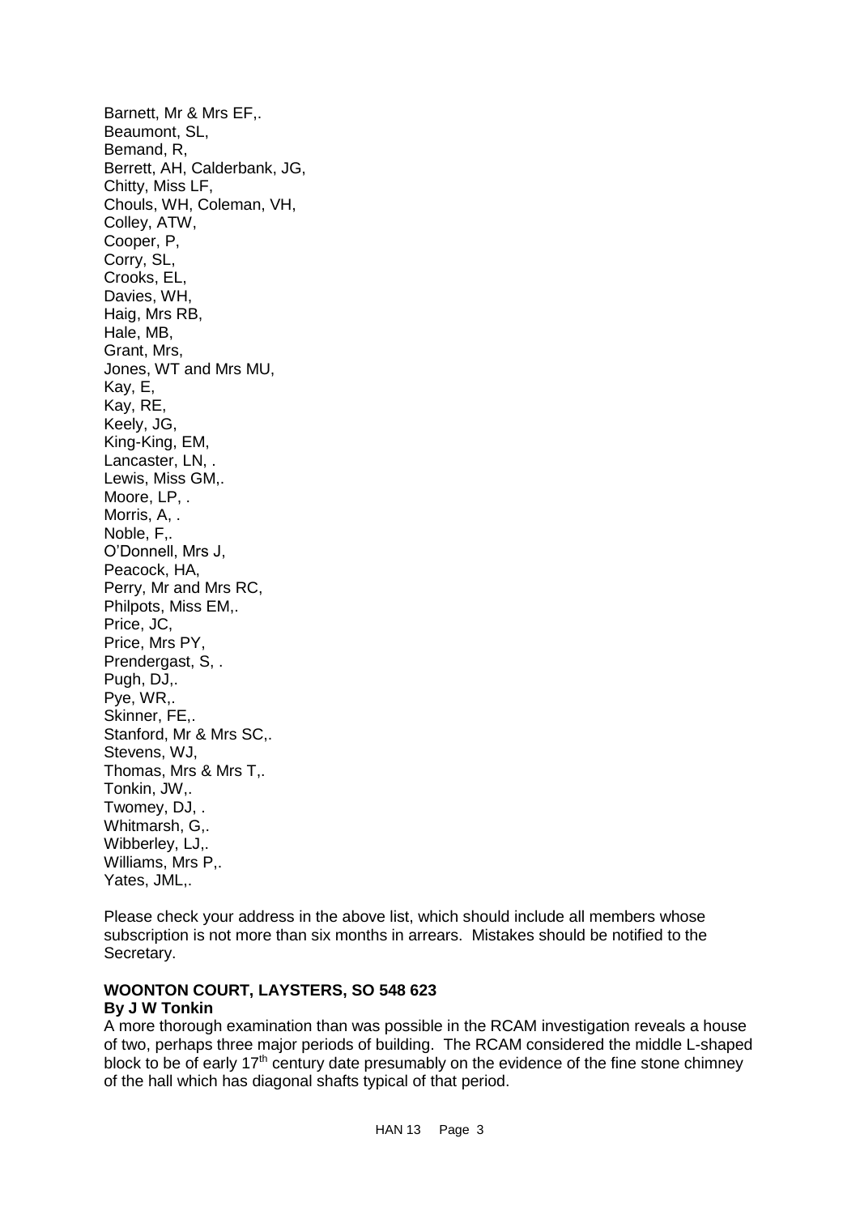Barnett, Mr & Mrs EF,.
Beaumont, SL,
Bemand, R,
Berrett, AH, Calderbank, JG,
Chitty, Miss LF,
Chouls, WH, Coleman, VH,
Colley, ATW,
Cooper, P,
Corry, SL,
Crooks, EL,
Davies, WH,
Haig, Mrs RB,
Hale, MB,
Grant, Mrs,
Jones, WT and Mrs MU,
Kay, E,
Kay, RE,
Keely, JG,
King-King, EM,
Lancaster, LN, .
Lewis, Miss GM,.
Moore, LP, .
Morris, A, .
Noble, F,.
O'Donnell, Mrs J,
Peacock, HA,
Perry, Mr and Mrs RC,
Philpots, Miss EM,.
Price, JC,
Price, Mrs PY,
Prendergast, S, .
Pugh, DJ,.
Pye, WR,.
Skinner, FE,.
Stanford, Mr & Mrs SC,.
Stevens, WJ,
Thomas, Mrs & Mrs T,.
Tonkin, JW,.
Twomey, DJ, .
Whitmarsh, G,.
Wibberley, LJ,.
Williams, Mrs P,.
Yates, JML,.

Please check your address in the above list, which should include all members whose subscription is not more than six months in arrears. Mistakes should be notified to the Secretary.

## WOONTON COURT, LAYSTERS, SO 548 623

**By J W Tonkin**

A more thorough examination than was possible in the RCAM investigation reveals a house of two, perhaps three major periods of building. The RCAM considered the middle L-shaped block to be of early 17th century date presumably on the evidence of the fine stone chimney of the hall which has diagonal shafts typical of that period.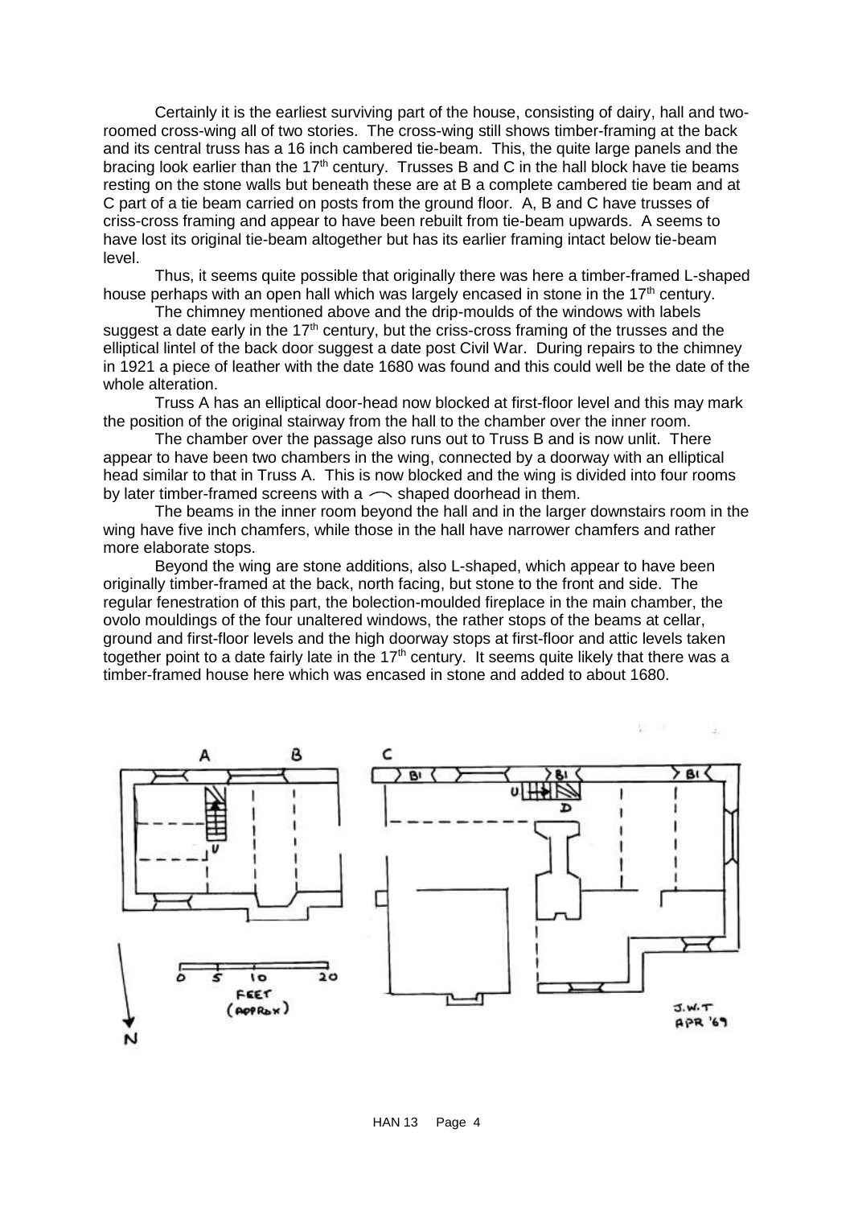Certainly it is the earliest surviving part of the house, consisting of dairy, hall and two-roomed cross-wing all of two stories. The cross-wing still shows timber-framing at the back and its central truss has a 16 inch cambered tie-beam. This, the quite large panels and the bracing look earlier than the 17[th] century. Trusses B and C in the hall block have tie beams resting on the stone walls but beneath these are at B a complete cambered tie beam and at C part of a tie beam carried on posts from the ground floor. A, B and C have trusses of criss-cross framing and appear to have been rebuilt from tie-beam upwards. A seems to have lost its original tie-beam altogether but has its earlier framing intact below tie-beam level.

Thus, it seems quite possible that originally there was here a timber-framed L-shaped house perhaps with an open hall which was largely encased in stone in the 17[th] century.

The chimney mentioned above and the drip-moulds of the windows with labels suggest a date early in the 17[th] century, but the criss-cross framing of the trusses and the elliptical lintel of the back door suggest a date post Civil War. During repairs to the chimney in 1921 a piece of leather with the date 1680 was found and this could well be the date of the whole alteration.

Truss A has an elliptical door-head now blocked at first-floor level and this may mark the position of the original stairway from the hall to the chamber over the inner room.

The chamber over the passage also runs out to Truss B and is now unlit. There appear to have been two chambers in the wing, connected by a doorway with an elliptical head similar to that in Truss A. This is now blocked and the wing is divided into four rooms by later timber-framed screens with a ⌒ shaped doorhead in them.

The beams in the inner room beyond the hall and in the larger downstairs room in the wing have five inch chamfers, while those in the hall have narrower chamfers and rather more elaborate stops.

Beyond the wing are stone additions, also L-shaped, which appear to have been originally timber-framed at the back, north facing, but stone to the front and side. The regular fenestration of this part, the bolection-moulded fireplace in the main chamber, the ovolo mouldings of the four unaltered windows, the rather stops of the beams at cellar, ground and first-floor levels and the high doorway stops at first-floor and attic levels taken together point to a date fairly late in the 17[th] century. It seems quite likely that there was a timber-framed house here which was encased in stone and added to about 1680.

A B C

B1 B1 B1

U D U

0 5 10 20
FEET
(APPROX)

N

J.W.T
APR '69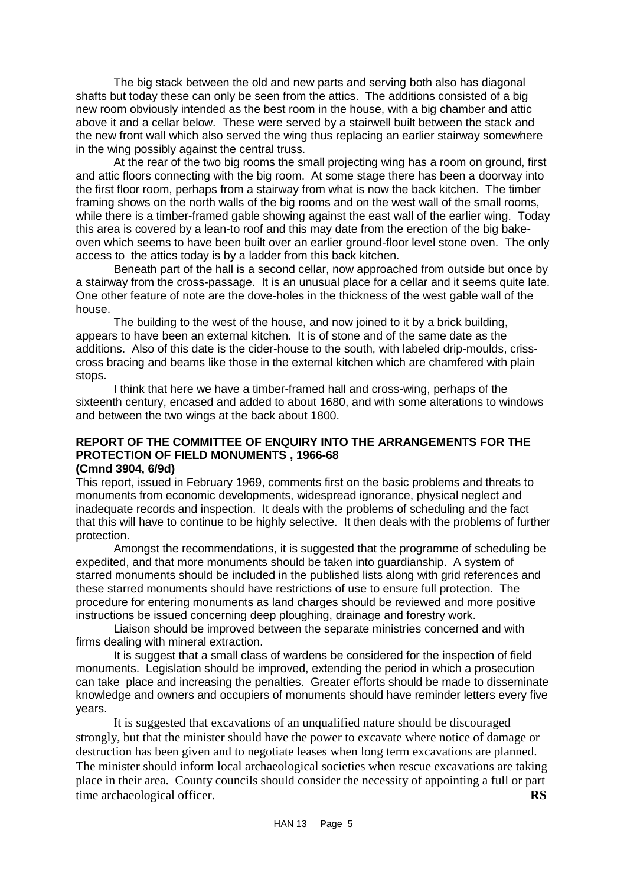The big stack between the old and new parts and serving both also has diagonal shafts but today these can only be seen from the attics. The additions consisted of a big new room obviously intended as the best room in the house, with a big chamber and attic above it and a cellar below. These were served by a stairwell built between the stack and the new front wall which also served the wing thus replacing an earlier stairway somewhere in the wing possibly against the central truss.

At the rear of the two big rooms the small projecting wing has a room on ground, first and attic floors connecting with the big room. At some stage there has been a doorway into the first floor room, perhaps from a stairway from what is now the back kitchen. The timber framing shows on the north walls of the big rooms and on the west wall of the small rooms, while there is a timber-framed gable showing against the east wall of the earlier wing. Today this area is covered by a lean-to roof and this may date from the erection of the big bake-oven which seems to have been built over an earlier ground-floor level stone oven. The only access to the attics today is by a ladder from this back kitchen.

Beneath part of the hall is a second cellar, now approached from outside but once by a stairway from the cross-passage. It is an unusual place for a cellar and it seems quite late. One other feature of note are the dove-holes in the thickness of the west gable wall of the house.

The building to the west of the house, and now joined to it by a brick building, appears to have been an external kitchen. It is of stone and of the same date as the additions. Also of this date is the cider-house to the south, with labeled drip-moulds, criss-cross bracing and beams like those in the external kitchen which are chamfered with plain stops.

I think that here we have a timber-framed hall and cross-wing, perhaps of the sixteenth century, encased and added to about 1680, and with some alterations to windows and between the two wings at the back about 1800.

### REPORT OF THE COMMITTEE OF ENQUIRY INTO THE ARRANGEMENTS FOR THE PROTECTION OF FIELD MONUMENTS , 1966-68
**(Cmnd 3904, 6/9d)**

This report, issued in February 1969, comments first on the basic problems and threats to monuments from economic developments, widespread ignorance, physical neglect and inadequate records and inspection. It deals with the problems of scheduling and the fact that this will have to continue to be highly selective. It then deals with the problems of further protection.

Amongst the recommendations, it is suggested that the programme of scheduling be expedited, and that more monuments should be taken into guardianship. A system of starred monuments should be included in the published lists along with grid references and these starred monuments should have restrictions of use to ensure full protection. The procedure for entering monuments as land charges should be reviewed and more positive instructions be issued concerning deep ploughing, drainage and forestry work.

Liaison should be improved between the separate ministries concerned and with firms dealing with mineral extraction.

It is suggest that a small class of wardens be considered for the inspection of field monuments. Legislation should be improved, extending the period in which a prosecution can take place and increasing the penalties. Greater efforts should be made to disseminate knowledge and owners and occupiers of monuments should have reminder letters every five years.

It is suggested that excavations of an unqualified nature should be discouraged strongly, but that the minister should have the power to excavate where notice of damage or destruction has been given and to negotiate leases when long term excavations are planned. The minister should inform local archaeological societies when rescue excavations are taking place in their area. County councils should consider the necessity of appointing a full or part time archaeological officer. **RS**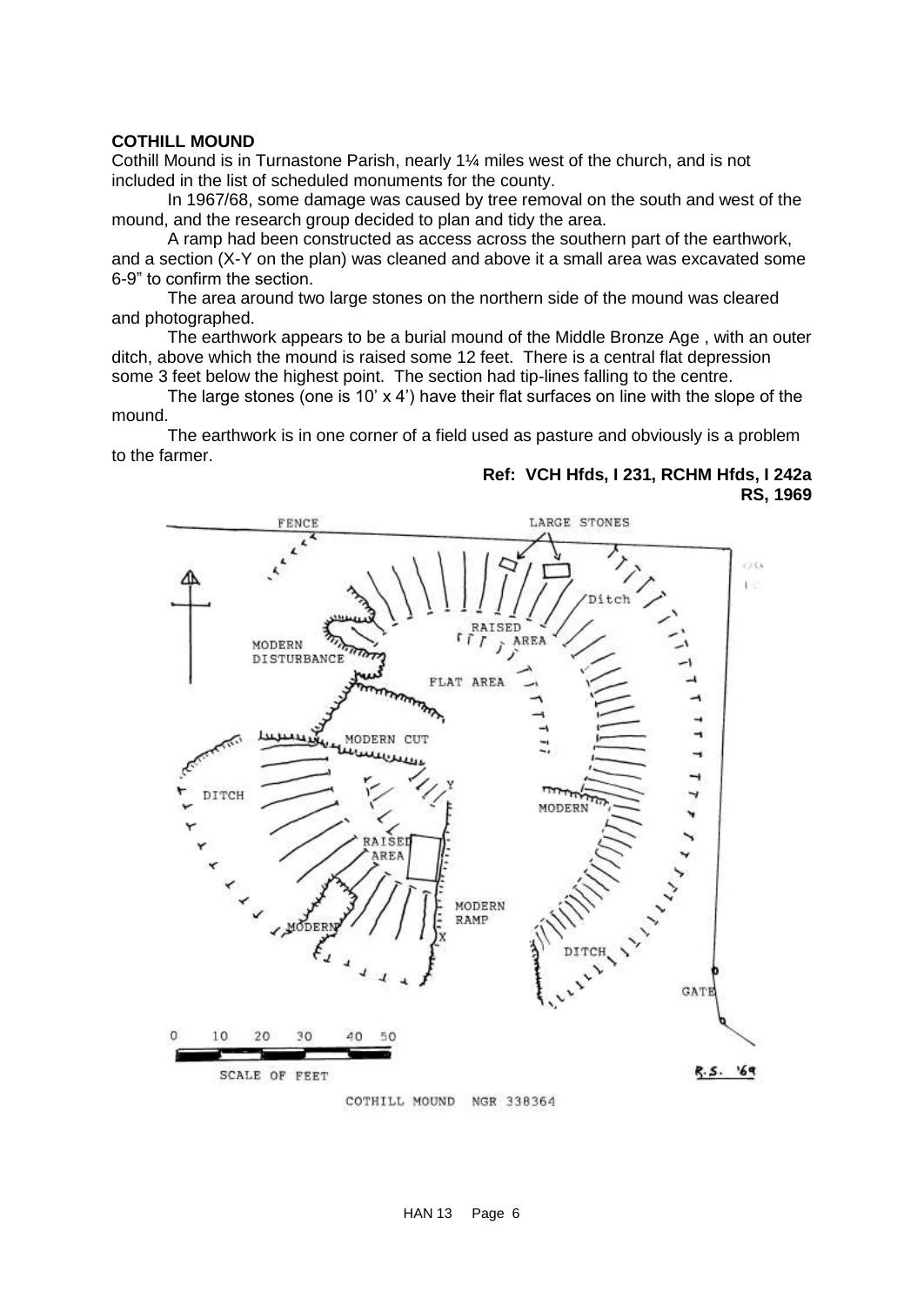**COTHILL MOUND**

Cothill Mound is in Turnastone Parish, nearly 1¼ miles west of the church, and is not included in the list of scheduled monuments for the county.

In 1967/68, some damage was caused by tree removal on the south and west of the mound, and the research group decided to plan and tidy the area.

A ramp had been constructed as access across the southern part of the earthwork, and a section (X-Y on the plan) was cleaned and above it a small area was excavated some 6-9" to confirm the section.

The area around two large stones on the northern side of the mound was cleared and photographed.

The earthwork appears to be a burial mound of the Middle Bronze Age , with an outer ditch, above which the mound is raised some 12 feet. There is a central flat depression some 3 feet below the highest point. The section had tip-lines falling to the centre.

The large stones (one is 10' x 4') have their flat surfaces on line with the slope of the mound.

The earthwork is in one corner of a field used as pasture and obviously is a problem to the farmer.

**Ref: VCH Hfds, I 231, RCHM Hfds, I 242a**
**RS, 1969**

FENCE
LARGE STONES
Ditch
RAISED AREA
MODERN DISTURBANCE
FLAT AREA
MODERN CUT
DITCH
Y
MODERN
RAISED AREA
MODERN RAMP
MODERN
X
DITCH
GATE
0 10 20 30 40 50
SCALE OF FEET
R.S. '69

COTHILL MOUND NGR 338364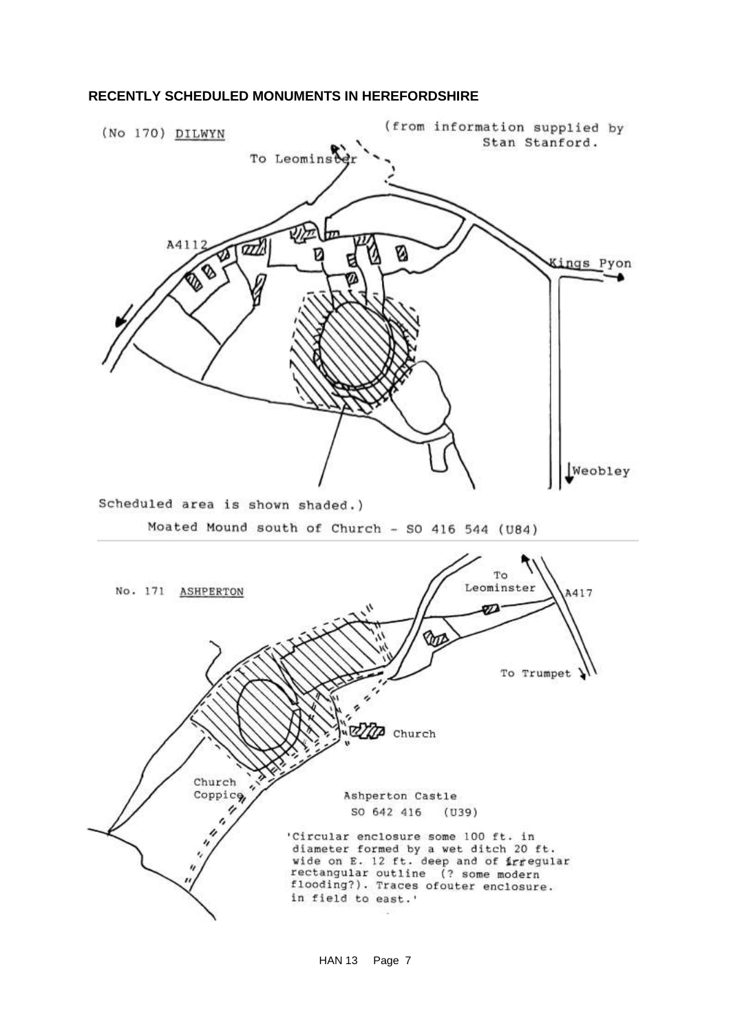## RECENTLY SCHEDULED MONUMENTS IN HEREFORDSHIRE

(No 170) DILWYN

(from information supplied by Stan Stanford.

To Leominster

A4112

Kings Pyon

Weobley

Scheduled area is shown shaded.)

Moated Mound south of Church - SO 416 544 (U84)

No. 171 ASHPERTON

To Leominster

A417

To Trumpet

Church

Church Coppice

Ashperton Castle

SO 642 416 (U39)

'Circular enclosure some 100 ft. in diameter formed by a wet ditch 20 ft. wide on E. 12 ft. deep and of irregular rectangular outline (? some modern flooding?). Traces ofouter enclosure. in field to east.'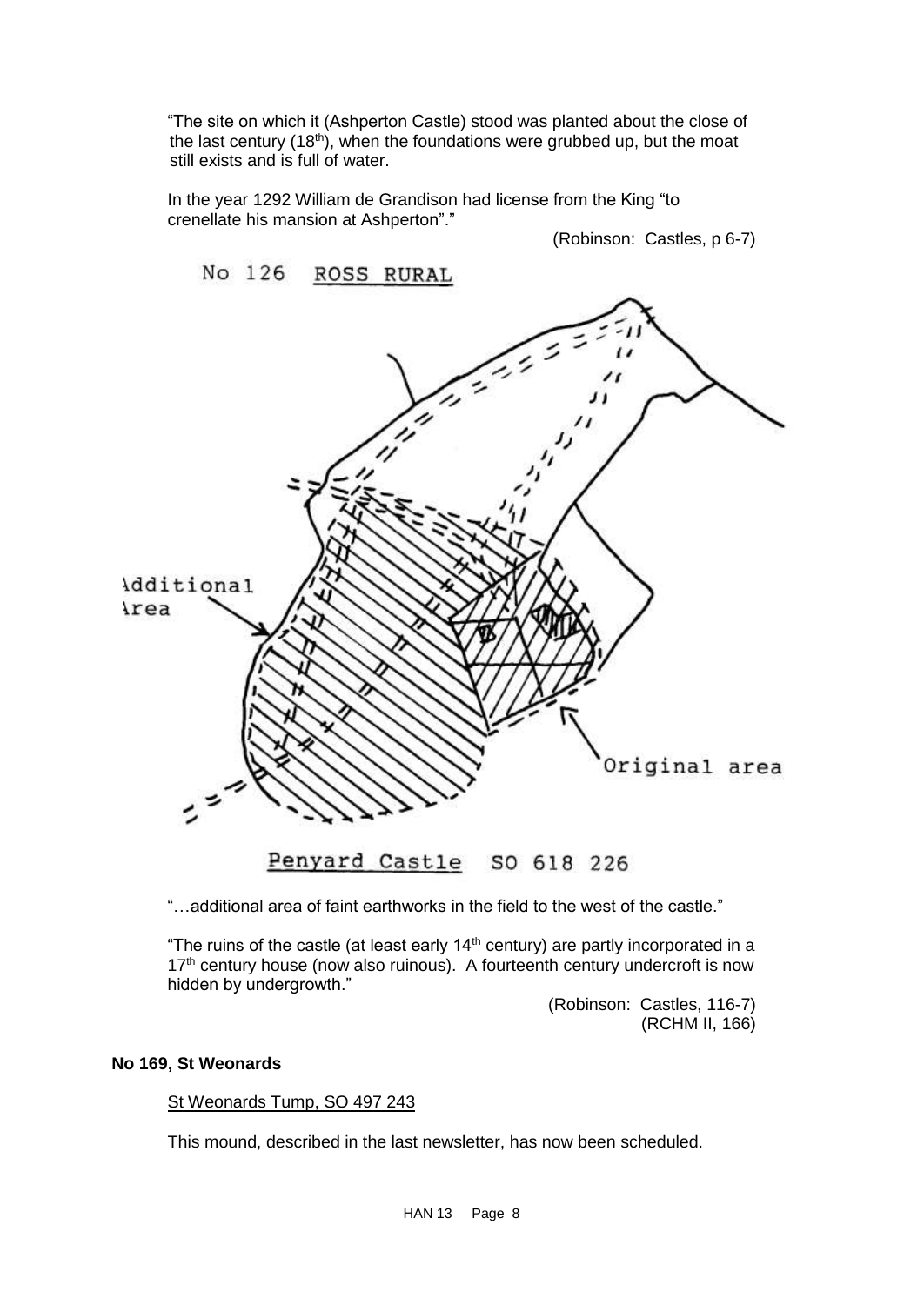"The site on which it (Ashperton Castle) stood was planted about the close of the last century (18th), when the foundations were grubbed up, but the moat still exists and is full of water.

In the year 1292 William de Grandison had license from the King "to crenellate his mansion at Ashperton"."

(Robinson: Castles, p 6-7)

No 126 ROSS RURAL

Additional Area

Original area

Penyard Castle SO 618 226

"…additional area of faint earthworks in the field to the west of the castle."

"The ruins of the castle (at least early 14th century) are partly incorporated in a 17th century house (now also ruinous). A fourteenth century undercroft is now hidden by undergrowth."

(Robinson: Castles, 116-7)
(RCHM II, 166)

**No 169, St Weonards**

St Weonards Tump, SO 497 243

This mound, described in the last newsletter, has now been scheduled.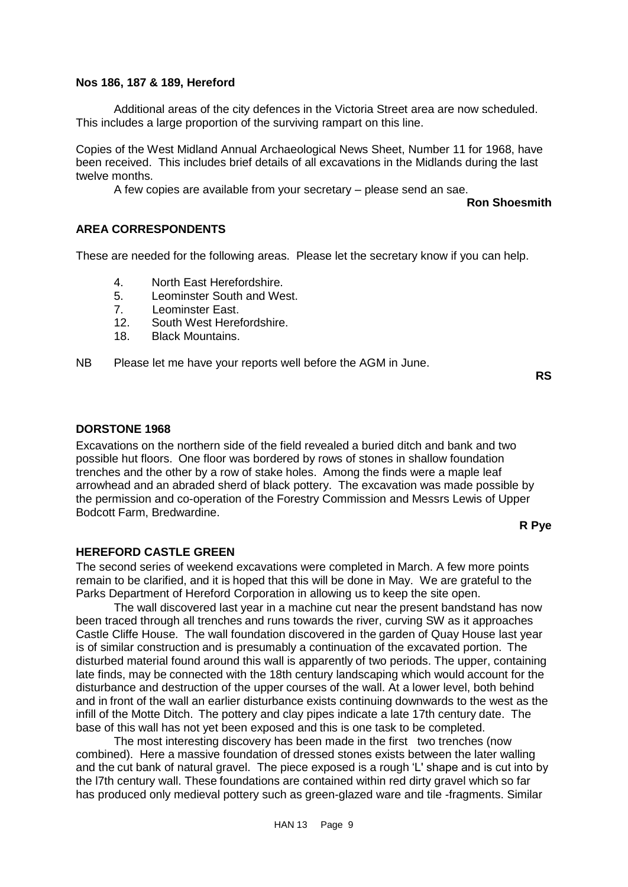**Nos 186, 187 & 189, Hereford**

Additional areas of the city defences in the Victoria Street area are now scheduled. This includes a large proportion of the surviving rampart on this line.

Copies of the West Midland Annual Archaeological News Sheet, Number 11 for 1968, have been received. This includes brief details of all excavations in the Midlands during the last twelve months.

A few copies are available from your secretary – please send an sae.

**Ron Shoesmith**

## AREA CORRESPONDENTS

These are needed for the following areas. Please let the secretary know if you can help.

4. North East Herefordshire.
5. Leominster South and West.
7. Leominster East.
12. South West Herefordshire.
18. Black Mountains.

NB Please let me have your reports well before the AGM in June.

**RS**

## DORSTONE 1968

Excavations on the northern side of the field revealed a buried ditch and bank and two possible hut floors. One floor was bordered by rows of stones in shallow foundation trenches and the other by a row of stake holes. Among the finds were a maple leaf arrowhead and an abraded sherd of black pottery. The excavation was made possible by the permission and co-operation of the Forestry Commission and Messrs Lewis of Upper Bodcott Farm, Bredwardine.

**R Pye**

## HEREFORD CASTLE GREEN

The second series of weekend excavations were completed in March. A few more points remain to be clarified, and it is hoped that this will be done in May. We are grateful to the Parks Department of Hereford Corporation in allowing us to keep the site open.

The wall discovered last year in a machine cut near the present bandstand has now been traced through all trenches and runs towards the river, curving SW as it approaches Castle Cliffe House. The wall foundation discovered in the garden of Quay House last year is of similar construction and is presumably a continuation of the excavated portion. The disturbed material found around this wall is apparently of two periods. The upper, containing late finds, may be connected with the 18th century landscaping which would account for the disturbance and destruction of the upper courses of the wall. At a lower level, both behind and in front of the wall an earlier disturbance exists continuing downwards to the west as the infill of the Motte Ditch. The pottery and clay pipes indicate a late 17th century date. The base of this wall has not yet been exposed and this is one task to be completed.

The most interesting discovery has been made in the first two trenches (now combined). Here a massive foundation of dressed stones exists between the later walling and the cut bank of natural gravel. The piece exposed is a rough 'L' shape and is cut into by the l7th century wall. These foundations are contained within red dirty gravel which so far has produced only medieval pottery such as green-glazed ware and tile -fragments. Similar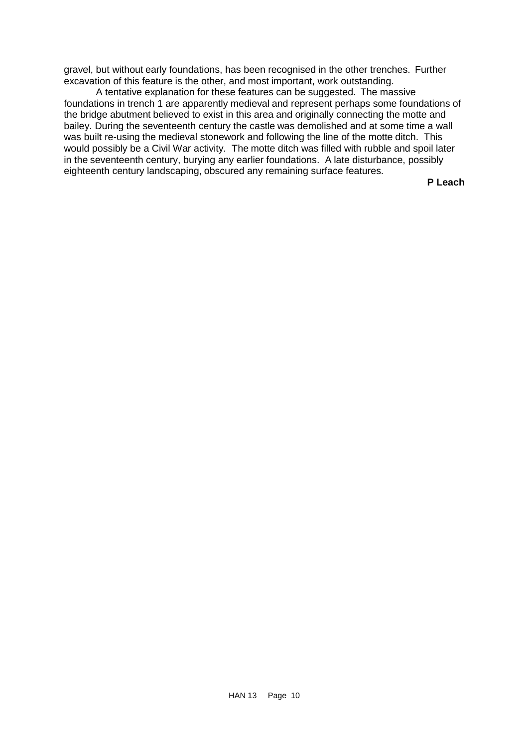gravel, but without early foundations, has been recognised in the other trenches. Further excavation of this feature is the other, and most important, work outstanding.

A tentative explanation for these features can be suggested. The massive foundations in trench 1 are apparently medieval and represent perhaps some foundations of the bridge abutment believed to exist in this area and originally connecting the motte and bailey. During the seventeenth century the castle was demolished and at some time a wall was built re-using the medieval stonework and following the line of the motte ditch. This would possibly be a Civil War activity. The motte ditch was filled with rubble and spoil later in the seventeenth century, burying any earlier foundations. A late disturbance, possibly eighteenth century landscaping, obscured any remaining surface features.

**P Leach**